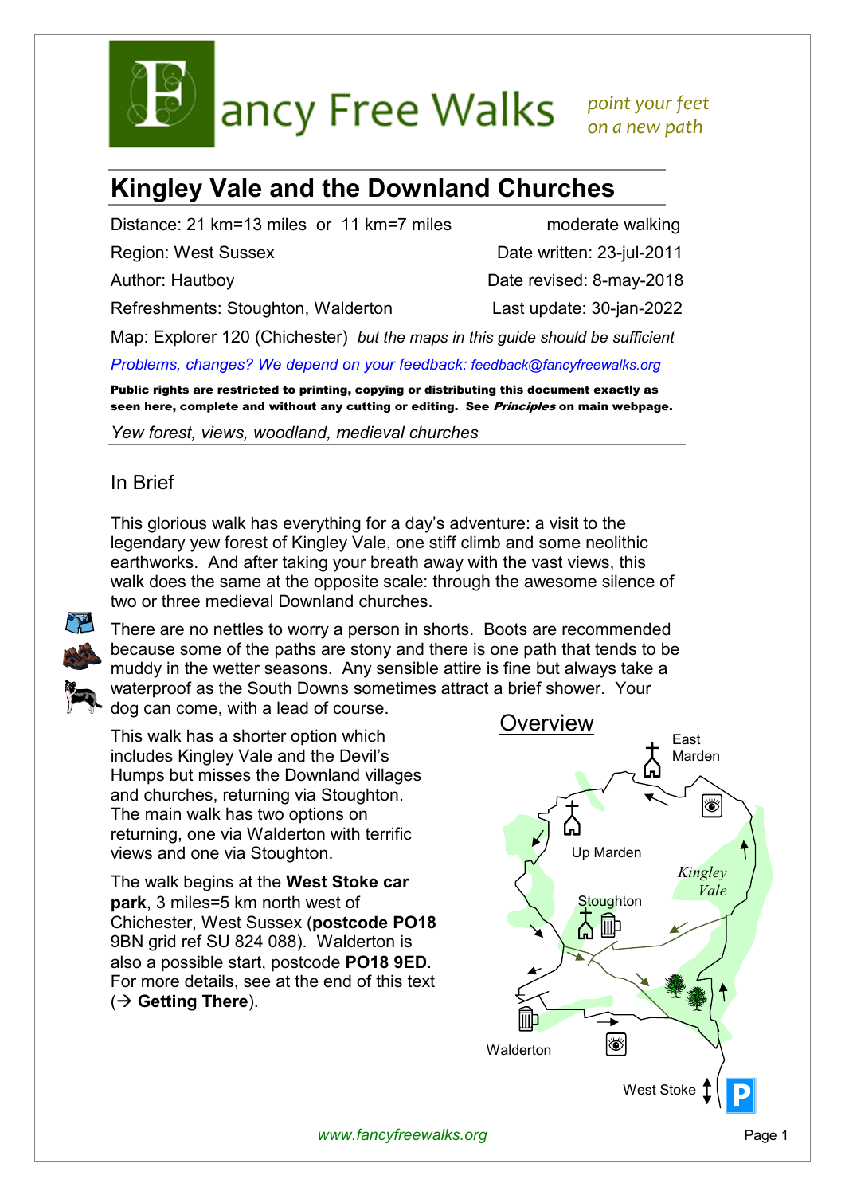# Fancy Free Walks

*point your feet on a new path*

## Kingley Vale and the Downland Churches

Distance: 21 km=13 miles or 11 km=7 miles — moderate walking

Region: West Sussex — Date written: 23-jul-2011

Author: Hautboy — Date revised: 8-may-2018

Refreshments: Stoughton, Walderton — Last update: 30-jan-2022

Map: Explorer 120 (Chichester) *but the maps in this guide should be sufficient*

*Problems, changes? We depend on your feedback: feedback@fancyfreewalks.org*

**Public rights are restricted to printing, copying or distributing this document exactly as seen here, complete and without any cutting or editing. See *Principles* on main webpage.**

*Yew forest, views, woodland, medieval churches*

### In Brief

This glorious walk has everything for a day's adventure: a visit to the legendary yew forest of Kingley Vale, one stiff climb and some neolithic earthworks. And after taking your breath away with the vast views, this walk does the same at the opposite scale: through the awesome silence of two or three medieval Downland churches.

There are no nettles to worry a person in shorts. Boots are recommended because some of the paths are stony and there is one path that tends to be muddy in the wetter seasons. Any sensible attire is fine but always take a waterproof as the South Downs sometimes attract a brief shower. Your dog can come, with a lead of course.

This walk has a shorter option which includes Kingley Vale and the Devil's Humps but misses the Downland villages and churches, returning via Stoughton. The main walk has two options on returning, one via Walderton with terrific views and one via Stoughton.

The walk begins at the **West Stoke car park**, 3 miles=5 km north west of Chichester, West Sussex (**postcode PO18 9BN** grid ref SU 824 088). Walderton is also a possible start, postcode **PO18 9ED**. For more details, see at the end of this text (→ **Getting There**).

### Overview

East Marden, Up Marden, Kingley Vale, Stoughton, Walderton, West Stoke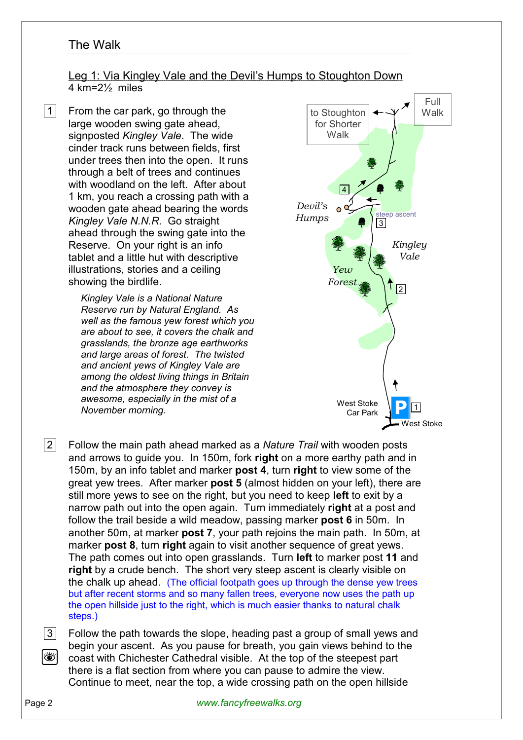## The Walk

### Leg 1: Via Kingley Vale and the Devil's Humps to Stoughton Down

4 km=2½ miles

1 From the car park, go through the large wooden swing gate ahead, signposted *Kingley Vale*. The wide cinder track runs between fields, first under trees then into the open. It runs through a belt of trees and continues with woodland on the left. After about 1 km, you reach a crossing path with a wooden gate ahead bearing the words *Kingley Vale N.N.R*. Go straight ahead through the swing gate into the Reserve. On your right is an info tablet and a little hut with descriptive illustrations, stories and a ceiling showing the birdlife.

*Kingley Vale is a National Nature Reserve run by Natural England. As well as the famous yew forest which you are about to see, it covers the chalk and grasslands, the bronze age earthworks and large areas of forest. The twisted and ancient yews of Kingley Vale are among the oldest living things in Britain and the atmosphere they convey is awesome, especially in the mist of a November morning.*

to Stoughton for Shorter Walk

Full Walk

Devil's Humps

steep ascent

Kingley Vale

Yew Forest

West Stoke Car Park

West Stoke

2 Follow the main path ahead marked as a *Nature Trail* with wooden posts and arrows to guide you. In 150m, fork **right** on a more earthy path and in 150m, by an info tablet and marker **post 4**, turn **right** to view some of the great yew trees. After marker **post 5** (almost hidden on your left), there are still more yews to see on the right, but you need to keep **left** to exit by a narrow path out into the open again. Turn immediately **right** at a post and follow the trail beside a wild meadow, passing marker **post 6** in 50m. In another 50m, at marker **post 7**, your path rejoins the main path. In 50m, at marker **post 8**, turn **right** again to visit another sequence of great yews. The path comes out into open grasslands. Turn **left** to marker post **11** and **right** by a crude bench. The short very steep ascent is clearly visible on the chalk up ahead. (The official footpath goes up through the dense yew trees but after recent storms and so many fallen trees, everyone now uses the path up the open hillside just to the right, which is much easier thanks to natural chalk steps.)

3 Follow the path towards the slope, heading past a group of small yews and begin your ascent. As you pause for breath, you gain views behind to the coast with Chichester Cathedral visible. At the top of the steepest part there is a flat section from where you can pause to admire the view. Continue to meet, near the top, a wide crossing path on the open hillside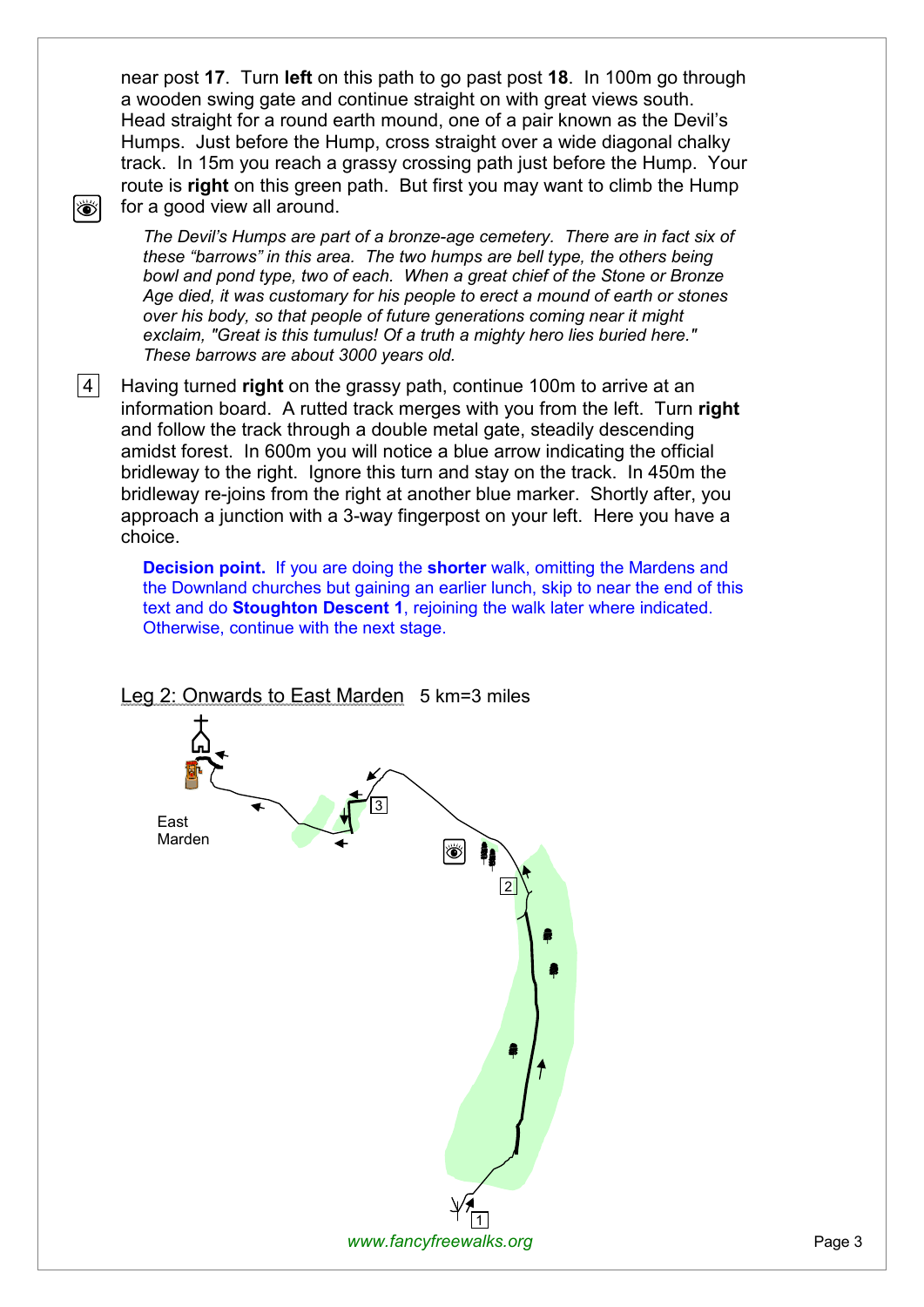near post **17**. Turn **left** on this path to go past post **18**. In 100m go through a wooden swing gate and continue straight on with great views south. Head straight for a round earth mound, one of a pair known as the Devil's Humps. Just before the Hump, cross straight over a wide diagonal chalky track. In 15m you reach a grassy crossing path just before the Hump. Your route is **right** on this green path. But first you may want to climb the Hump for a good view all around.

*The Devil's Humps are part of a bronze-age cemetery. There are in fact six of these "barrows" in this area. The two humps are bell type, the others being bowl and pond type, two of each. When a great chief of the Stone or Bronze Age died, it was customary for his people to erect a mound of earth or stones over his body, so that people of future generations coming near it might exclaim, "Great is this tumulus! Of a truth a mighty hero lies buried here." These barrows are about 3000 years old.*

4 Having turned **right** on the grassy path, continue 100m to arrive at an information board. A rutted track merges with you from the left. Turn **right** and follow the track through a double metal gate, steadily descending amidst forest. In 600m you will notice a blue arrow indicating the official bridleway to the right. Ignore this turn and stay on the track. In 450m the bridleway re-joins from the right at another blue marker. Shortly after, you approach a junction with a 3-way fingerpost on your left. Here you have a choice.

**Decision point.** If you are doing the **shorter** walk, omitting the Mardens and the Downland churches but gaining an earlier lunch, skip to near the end of this text and do **Stoughton Descent 1**, rejoining the walk later where indicated. Otherwise, continue with the next stage.

## Leg 2: Onwards to East Marden 5 km=3 miles

East Marden

3

2

1

www.fancyfreewalks.org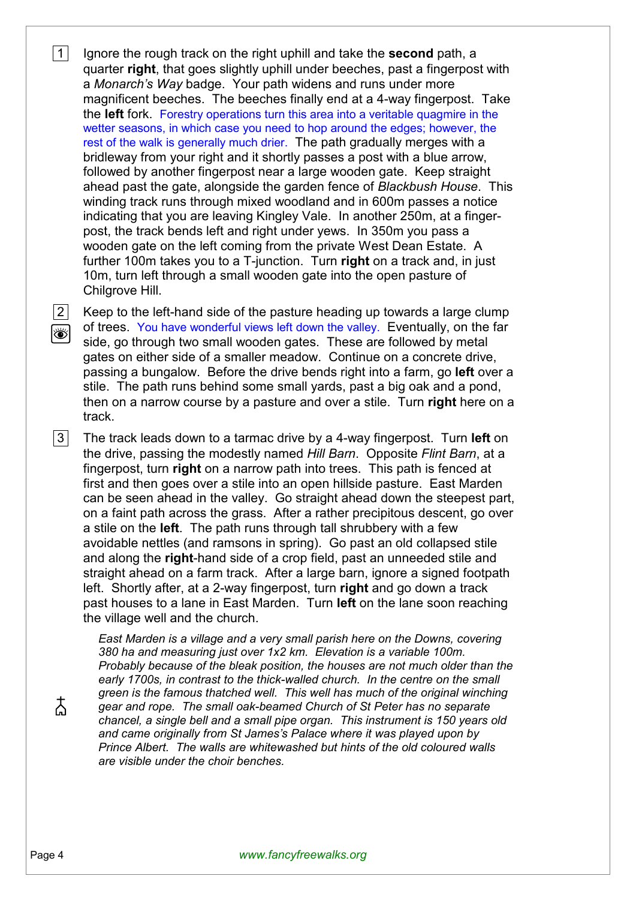1 Ignore the rough track on the right uphill and take the **second** path, a quarter **right**, that goes slightly uphill under beeches, past a fingerpost with a *Monarch's Way* badge. Your path widens and runs under more magnificent beeches. The beeches finally end at a 4-way fingerpost. Take the **left** fork. Forestry operations turn this area into a veritable quagmire in the wetter seasons, in which case you need to hop around the edges; however, the rest of the walk is generally much drier. The path gradually merges with a bridleway from your right and it shortly passes a post with a blue arrow, followed by another fingerpost near a large wooden gate. Keep straight ahead past the gate, alongside the garden fence of *Blackbush House*. This winding track runs through mixed woodland and in 600m passes a notice indicating that you are leaving Kingley Vale. In another 250m, at a finger-post, the track bends left and right under yews. In 350m you pass a wooden gate on the left coming from the private West Dean Estate. A further 100m takes you to a T-junction. Turn **right** on a track and, in just 10m, turn left through a small wooden gate into the open pasture of Chilgrove Hill.

2 Keep to the left-hand side of the pasture heading up towards a large clump of trees. You have wonderful views left down the valley. Eventually, on the far side, go through two small wooden gates. These are followed by metal gates on either side of a smaller meadow. Continue on a concrete drive, passing a bungalow. Before the drive bends right into a farm, go **left** over a stile. The path runs behind some small yards, past a big oak and a pond, then on a narrow course by a pasture and over a stile. Turn **right** here on a track.

3 The track leads down to a tarmac drive by a 4-way fingerpost. Turn **left** on the drive, passing the modestly named *Hill Barn*. Opposite *Flint Barn*, at a fingerpost, turn **right** on a narrow path into trees. This path is fenced at first and then goes over a stile into an open hillside pasture. East Marden can be seen ahead in the valley. Go straight ahead down the steepest part, on a faint path across the grass. After a rather precipitous descent, go over a stile on the **left**. The path runs through tall shrubbery with a few avoidable nettles (and ramsons in spring). Go past an old collapsed stile and along the **right**-hand side of a crop field, past an unneeded stile and straight ahead on a farm track. After a large barn, ignore a signed footpath left. Shortly after, at a 2-way fingerpost, turn **right** and go down a track past houses to a lane in East Marden. Turn **left** on the lane soon reaching the village well and the church.

*East Marden is a village and a very small parish here on the Downs, covering 380 ha and measuring just over 1x2 km. Elevation is a variable 100m. Probably because of the bleak position, the houses are not much older than the early 1700s, in contrast to the thick-walled church. In the centre on the small green is the famous thatched well. This well has much of the original winching gear and rope. The small oak-beamed Church of St Peter has no separate chancel, a single bell and a small pipe organ. This instrument is 150 years old and came originally from St James's Palace where it was played upon by Prince Albert. The walls are whitewashed but hints of the old coloured walls are visible under the choir benches.*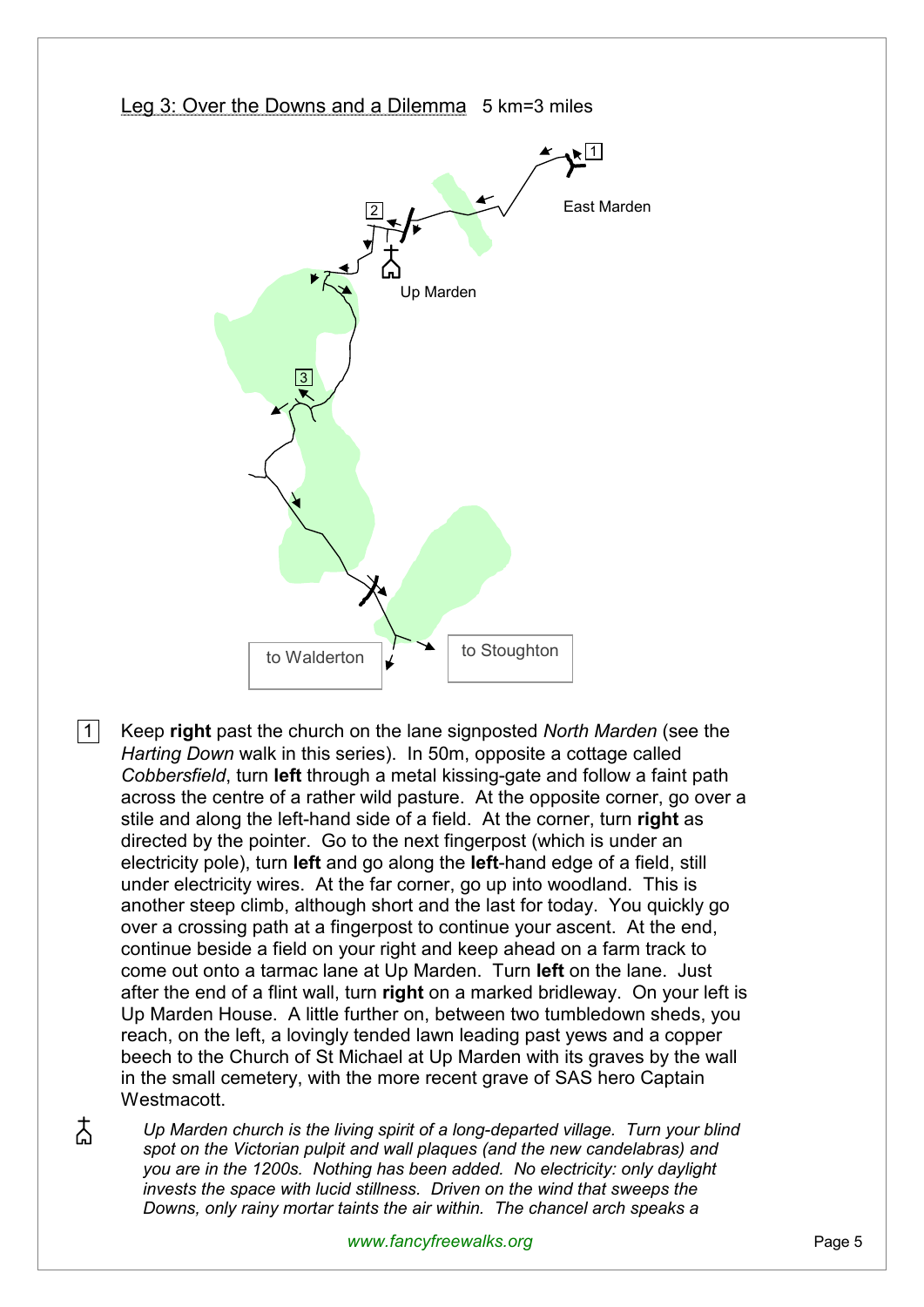Leg 3: Over the Downs and a Dilemma   5 km=3 miles

1 East Marden

2 Up Marden

3

to Walderton

to Stoughton

1 Keep **right** past the church on the lane signposted *North Marden* (see the *Harting Down* walk in this series). In 50m, opposite a cottage called *Cobbersfield*, turn **left** through a metal kissing-gate and follow a faint path across the centre of a rather wild pasture. At the opposite corner, go over a stile and along the left-hand side of a field. At the corner, turn **right** as directed by the pointer. Go to the next fingerpost (which is under an electricity pole), turn **left** and go along the **left**-hand edge of a field, still under electricity wires. At the far corner, go up into woodland. This is another steep climb, although short and the last for today. You quickly go over a crossing path at a fingerpost to continue your ascent. At the end, continue beside a field on your right and keep ahead on a farm track to come out onto a tarmac lane at Up Marden. Turn **left** on the lane. Just after the end of a flint wall, turn **right** on a marked bridleway. On your left is Up Marden House. A little further on, between two tumbledown sheds, you reach, on the left, a lovingly tended lawn leading past yews and a copper beech to the Church of St Michael at Up Marden with its graves by the wall in the small cemetery, with the more recent grave of SAS hero Captain Westmacott.

*Up Marden church is the living spirit of a long-departed village. Turn your blind spot on the Victorian pulpit and wall plaques (and the new candelabras) and you are in the 1200s. Nothing has been added. No electricity: only daylight invests the space with lucid stillness. Driven on the wind that sweeps the Downs, only rainy mortar taints the air within. The chancel arch speaks a*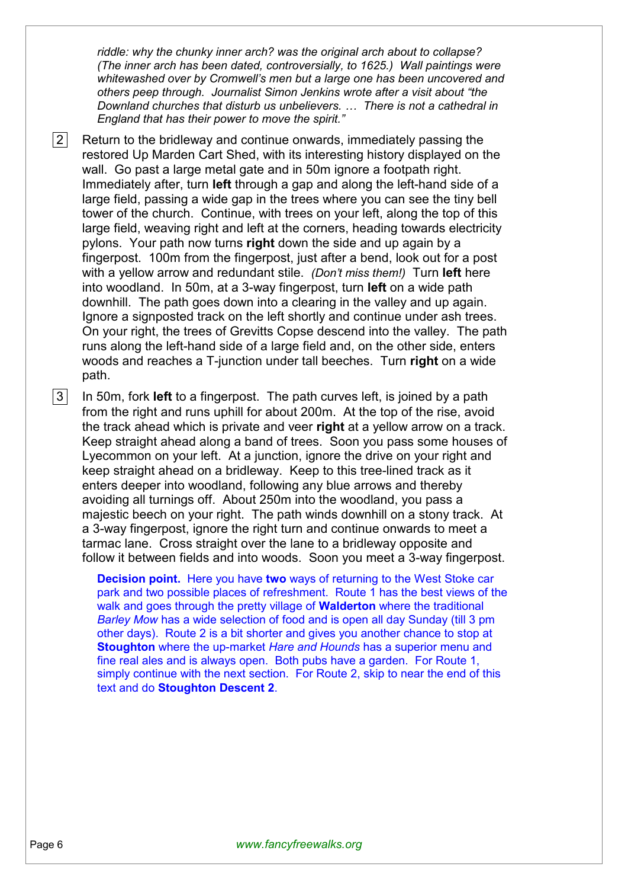*riddle: why the chunky inner arch? was the original arch about to collapse? (The inner arch has been dated, controversially, to 1625.) Wall paintings were whitewashed over by Cromwell's men but a large one has been uncovered and others peep through. Journalist Simon Jenkins wrote after a visit about "the Downland churches that disturb us unbelievers. … There is not a cathedral in England that has their power to move the spirit."*

2 Return to the bridleway and continue onwards, immediately passing the restored Up Marden Cart Shed, with its interesting history displayed on the wall. Go past a large metal gate and in 50m ignore a footpath right. Immediately after, turn **left** through a gap and along the left-hand side of a large field, passing a wide gap in the trees where you can see the tiny bell tower of the church. Continue, with trees on your left, along the top of this large field, weaving right and left at the corners, heading towards electricity pylons. Your path now turns **right** down the side and up again by a fingerpost. 100m from the fingerpost, just after a bend, look out for a post with a yellow arrow and redundant stile. *(Don't miss them!)* Turn **left** here into woodland. In 50m, at a 3-way fingerpost, turn **left** on a wide path downhill. The path goes down into a clearing in the valley and up again. Ignore a signposted track on the left shortly and continue under ash trees. On your right, the trees of Grevitts Copse descend into the valley. The path runs along the left-hand side of a large field and, on the other side, enters woods and reaches a T-junction under tall beeches. Turn **right** on a wide path.

3 In 50m, fork **left** to a fingerpost. The path curves left, is joined by a path from the right and runs uphill for about 200m. At the top of the rise, avoid the track ahead which is private and veer **right** at a yellow arrow on a track. Keep straight ahead along a band of trees. Soon you pass some houses of Lyecommon on your left. At a junction, ignore the drive on your right and keep straight ahead on a bridleway. Keep to this tree-lined track as it enters deeper into woodland, following any blue arrows and thereby avoiding all turnings off. About 250m into the woodland, you pass a majestic beech on your right. The path winds downhill on a stony track. At a 3-way fingerpost, ignore the right turn and continue onwards to meet a tarmac lane. Cross straight over the lane to a bridleway opposite and follow it between fields and into woods. Soon you meet a 3-way fingerpost.

**Decision point.** Here you have **two** ways of returning to the West Stoke car park and two possible places of refreshment. Route 1 has the best views of the walk and goes through the pretty village of **Walderton** where the traditional *Barley Mow* has a wide selection of food and is open all day Sunday (till 3 pm other days). Route 2 is a bit shorter and gives you another chance to stop at **Stoughton** where the up-market *Hare and Hounds* has a superior menu and fine real ales and is always open. Both pubs have a garden. For Route 1, simply continue with the next section. For Route 2, skip to near the end of this text and do **Stoughton Descent 2**.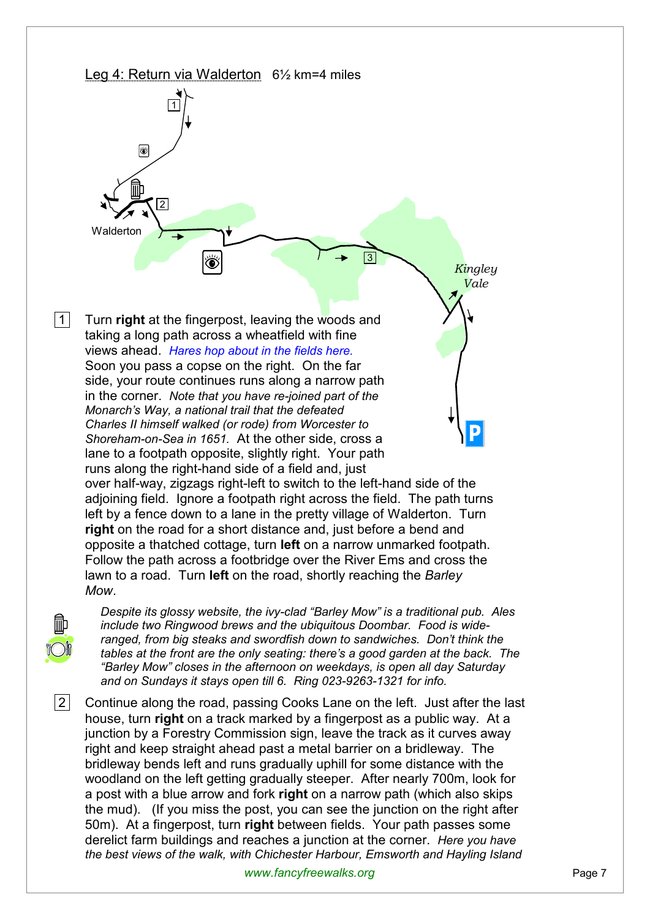## Leg 4: Return via Walderton   6½ km=4 miles

Walderton

*Kingley Vale*

1 Turn **right** at the fingerpost, leaving the woods and taking a long path across a wheatfield with fine views ahead. *Hares hop about in the fields here.* Soon you pass a copse on the right. On the far side, your route continues runs along a narrow path in the corner. *Note that you have re-joined part of the Monarch's Way, a national trail that the defeated Charles II himself walked (or rode) from Worcester to Shoreham-on-Sea in 1651.* At the other side, cross a lane to a footpath opposite, slightly right. Your path runs along the right-hand side of a field and, just over half-way, zigzags right-left to switch to the left-hand side of the adjoining field. Ignore a footpath right across the field. The path turns left by a fence down to a lane in the pretty village of Walderton. Turn **right** on the road for a short distance and, just before a bend and opposite a thatched cottage, turn **left** on a narrow unmarked footpath. Follow the path across a footbridge over the River Ems and cross the lawn to a road. Turn **left** on the road, shortly reaching the *Barley Mow*.

*Despite its glossy website, the ivy-clad "Barley Mow" is a traditional pub. Ales include two Ringwood brews and the ubiquitous Doombar. Food is wide-ranged, from big steaks and swordfish down to sandwiches. Don't think the tables at the front are the only seating: there's a good garden at the back. The "Barley Mow" closes in the afternoon on weekdays, is open all day Saturday and on Sundays it stays open till 6. Ring 023-9263-1321 for info.*

2 Continue along the road, passing Cooks Lane on the left. Just after the last house, turn **right** on a track marked by a fingerpost as a public way. At a junction by a Forestry Commission sign, leave the track as it curves away right and keep straight ahead past a metal barrier on a bridleway. The bridleway bends left and runs gradually uphill for some distance with the woodland on the left getting gradually steeper. After nearly 700m, look for a post with a blue arrow and fork **right** on a narrow path (which also skips the mud). (If you miss the post, you can see the junction on the right after 50m). At a fingerpost, turn **right** between fields. Your path passes some derelict farm buildings and reaches a junction at the corner. *Here you have the best views of the walk, with Chichester Harbour, Emsworth and Hayling Island*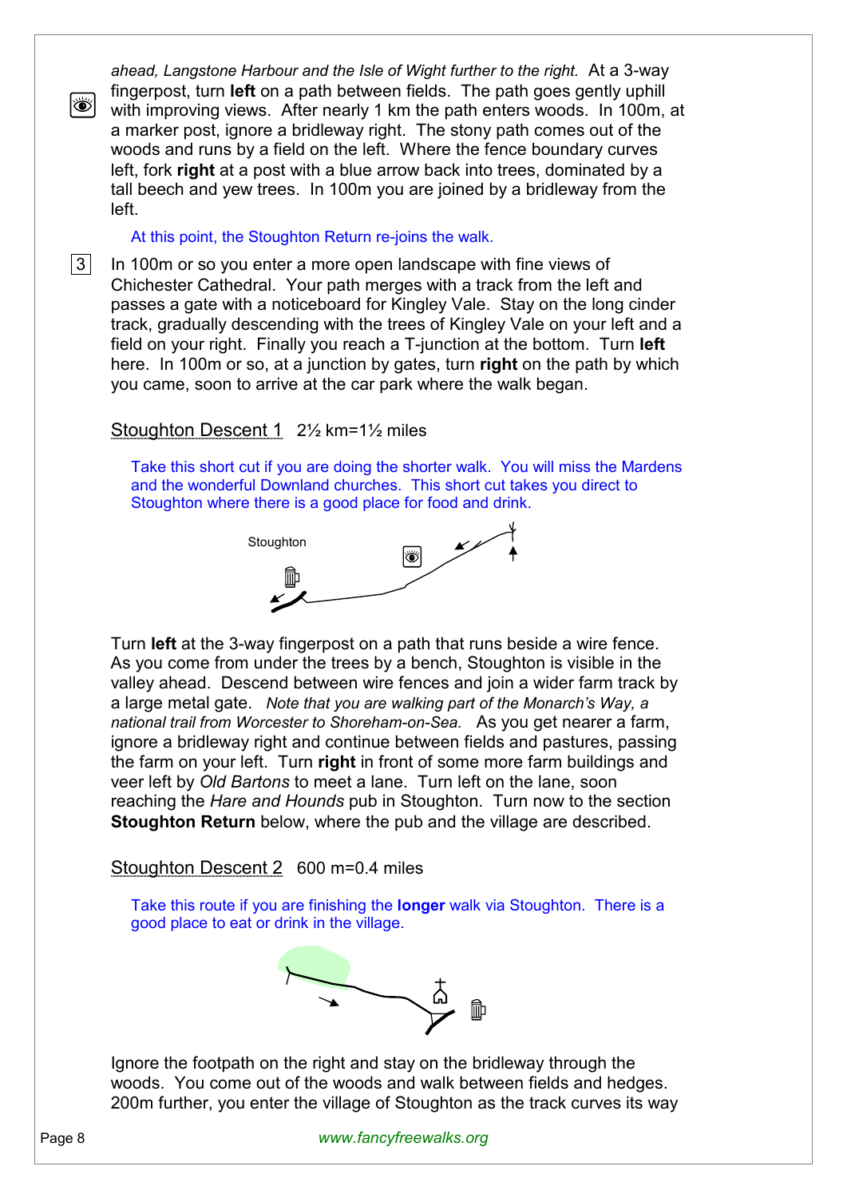*ahead, Langstone Harbour and the Isle of Wight further to the right.* At a 3-way fingerpost, turn **left** on a path between fields. The path goes gently uphill with improving views. After nearly 1 km the path enters woods. In 100m, at a marker post, ignore a bridleway right. The stony path comes out of the woods and runs by a field on the left. Where the fence boundary curves left, fork **right** at a post with a blue arrow back into trees, dominated by a tall beech and yew trees. In 100m you are joined by a bridleway from the left.

At this point, the Stoughton Return re-joins the walk.

3 In 100m or so you enter a more open landscape with fine views of Chichester Cathedral. Your path merges with a track from the left and passes a gate with a noticeboard for Kingley Vale. Stay on the long cinder track, gradually descending with the trees of Kingley Vale on your left and a field on your right. Finally you reach a T-junction at the bottom. Turn **left** here. In 100m or so, at a junction by gates, turn **right** on the path by which you came, soon to arrive at the car park where the walk began.

## Stoughton Descent 1 2½ km=1½ miles

Take this short cut if you are doing the shorter walk. You will miss the Mardens and the wonderful Downland churches. This short cut takes you direct to Stoughton where there is a good place for food and drink.

Turn **left** at the 3-way fingerpost on a path that runs beside a wire fence. As you come from under the trees by a bench, Stoughton is visible in the valley ahead. Descend between wire fences and join a wider farm track by a large metal gate. *Note that you are walking part of the Monarch's Way, a national trail from Worcester to Shoreham-on-Sea.* As you get nearer a farm, ignore a bridleway right and continue between fields and pastures, passing the farm on your left. Turn **right** in front of some more farm buildings and veer left by *Old Bartons* to meet a lane. Turn left on the lane, soon reaching the *Hare and Hounds* pub in Stoughton. Turn now to the section **Stoughton Return** below, where the pub and the village are described.

## Stoughton Descent 2 600 m=0.4 miles

Take this route if you are finishing the **longer** walk via Stoughton. There is a good place to eat or drink in the village.

Ignore the footpath on the right and stay on the bridleway through the woods. You come out of the woods and walk between fields and hedges. 200m further, you enter the village of Stoughton as the track curves its way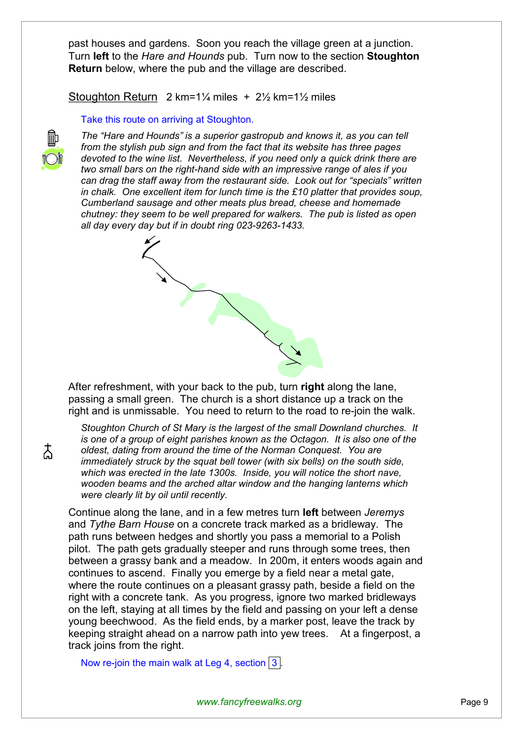past houses and gardens. Soon you reach the village green at a junction. Turn **left** to the *Hare and Hounds* pub. Turn now to the section **Stoughton Return** below, where the pub and the village are described.

## Stoughton Return  2 km=1¼ miles + 2½ km=1½ miles

Take this route on arriving at Stoughton.

*The "Hare and Hounds" is a superior gastropub and knows it, as you can tell from the stylish pub sign and from the fact that its website has three pages devoted to the wine list. Nevertheless, if you need only a quick drink there are two small bars on the right-hand side with an impressive range of ales if you can drag the staff away from the restaurant side. Look out for "specials" written in chalk. One excellent item for lunch time is the £10 platter that provides soup, Cumberland sausage and other meats plus bread, cheese and homemade chutney: they seem to be well prepared for walkers. The pub is listed as open all day every day but if in doubt ring 023-9263-1433.*

After refreshment, with your back to the pub, turn **right** along the lane, passing a small green. The church is a short distance up a track on the right and is unmissable. You need to return to the road to re-join the walk.

*Stoughton Church of St Mary is the largest of the small Downland churches. It is one of a group of eight parishes known as the Octagon. It is also one of the oldest, dating from around the time of the Norman Conquest. You are immediately struck by the squat bell tower (with six bells) on the south side, which was erected in the late 1300s. Inside, you will notice the short nave, wooden beams and the arched altar window and the hanging lanterns which were clearly lit by oil until recently.*

Continue along the lane, and in a few metres turn **left** between *Jeremys* and *Tythe Barn House* on a concrete track marked as a bridleway. The path runs between hedges and shortly you pass a memorial to a Polish pilot. The path gets gradually steeper and runs through some trees, then between a grassy bank and a meadow. In 200m, it enters woods again and continues to ascend. Finally you emerge by a field near a metal gate, where the route continues on a pleasant grassy path, beside a field on the right with a concrete tank. As you progress, ignore two marked bridleways on the left, staying at all times by the field and passing on your left a dense young beechwood. As the field ends, by a marker post, leave the track by keeping straight ahead on a narrow path into yew trees. At a fingerpost, a track joins from the right.

Now re-join the main walk at Leg 4, section 3.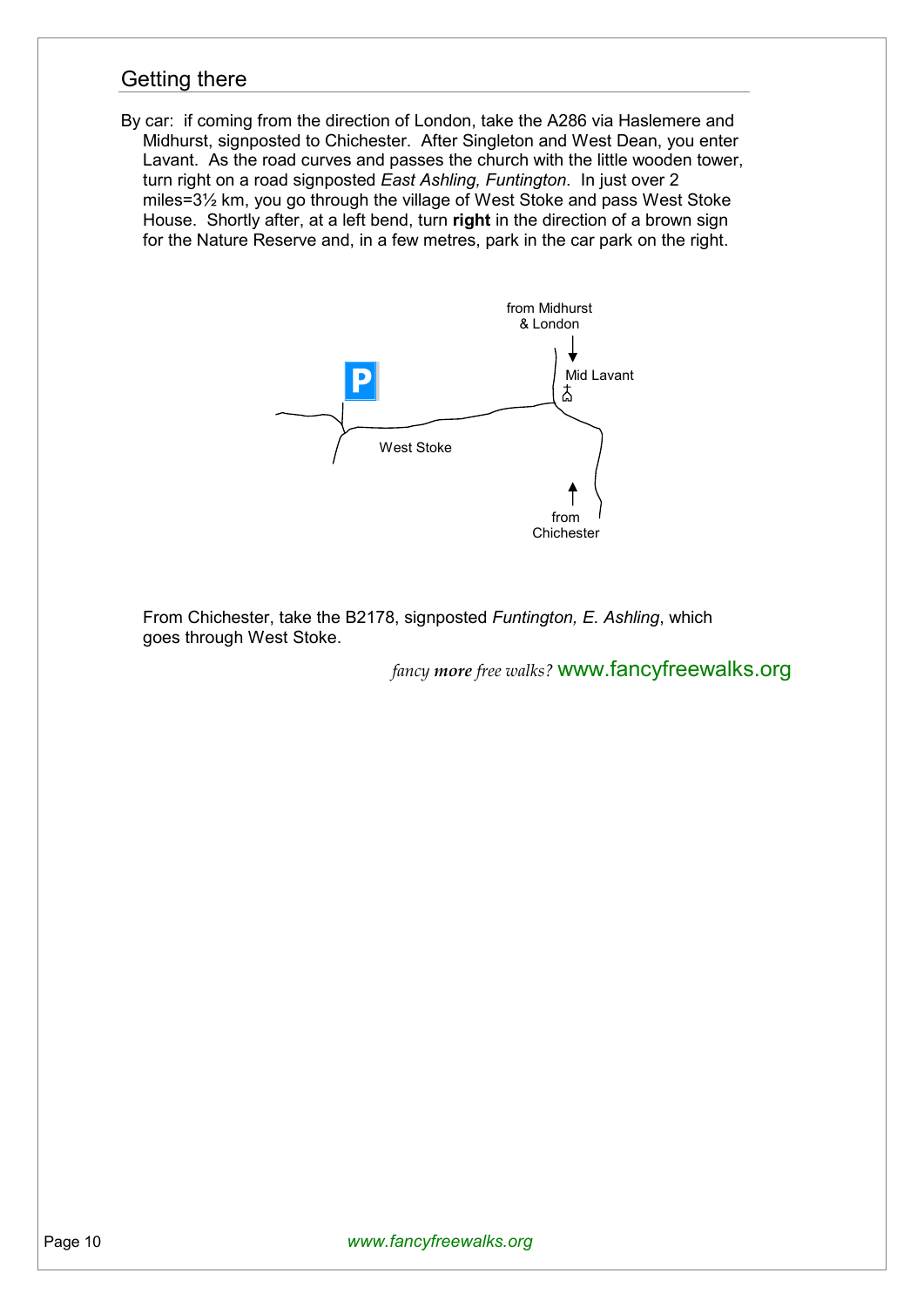## Getting there

By car: if coming from the direction of London, take the A286 via Haslemere and Midhurst, signposted to Chichester. After Singleton and West Dean, you enter Lavant. As the road curves and passes the church with the little wooden tower, turn right on a road signposted *East Ashling, Funtington*. In just over 2 miles=3½ km, you go through the village of West Stoke and pass West Stoke House. Shortly after, at a left bend, turn **right** in the direction of a brown sign for the Nature Reserve and, in a few metres, park in the car park on the right.

from Midhurst & London

Mid Lavant

P

West Stoke

from Chichester

From Chichester, take the B2178, signposted *Funtington, E. Ashling*, which goes through West Stoke.

*fancy **more** free walks?* www.fancyfreewalks.org